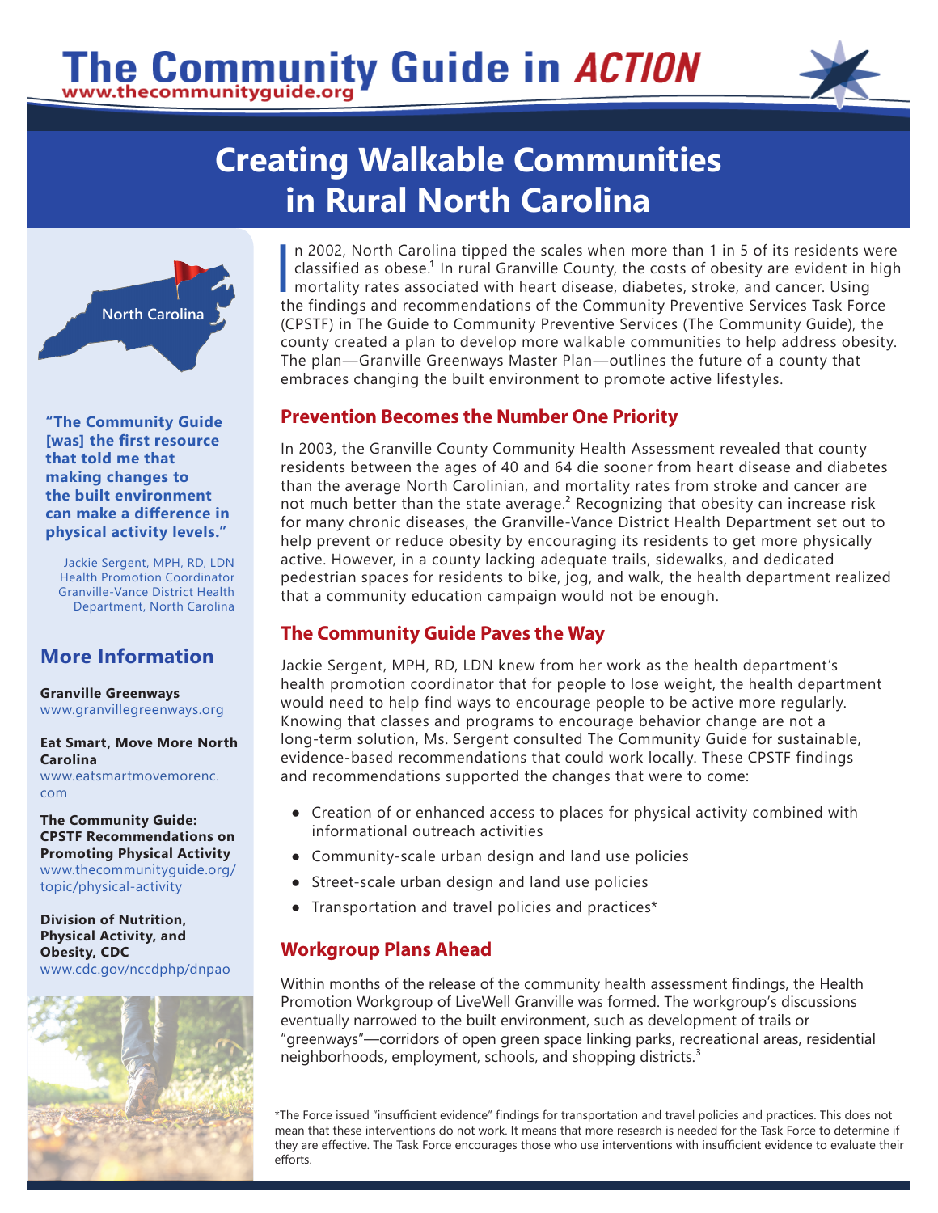# The Community Guide in *ACTION*

www.thecommunityguide.org

## Creating Walkable Communities in Rural North Carolina

In 2002, North Carolina tipped the scales when more than 1 in 5 of its residents were classified as obese.[1] In rural Granville County, the costs of obesity are evident in high mortality rates associated with heart disease, diabetes, stroke, and cancer. Using the findings and recommendations of the Community Preventive Services Task Force (CPSTF) in The Guide to Community Preventive Services (The Community Guide), the county created a plan to develop more walkable communities to help address obesity. The plan—Granville Greenways Master Plan—outlines the future of a county that embraces changing the built environment to promote active lifestyles.

### Prevention Becomes the Number One Priority

In 2003, the Granville County Community Health Assessment revealed that county residents between the ages of 40 and 64 die sooner from heart disease and diabetes than the average North Carolinian, and mortality rates from stroke and cancer are not much better than the state average.[2] Recognizing that obesity can increase risk for many chronic diseases, the Granville-Vance District Health Department set out to help prevent or reduce obesity by encouraging its residents to get more physically active. However, in a county lacking adequate trails, sidewalks, and dedicated pedestrian spaces for residents to bike, jog, and walk, the health department realized that a community education campaign would not be enough.

### The Community Guide Paves the Way

Jackie Sergent, MPH, RD, LDN knew from her work as the health department's health promotion coordinator that for people to lose weight, the health department would need to help find ways to encourage people to be active more regularly. Knowing that classes and programs to encourage behavior change are not a long-term solution, Ms. Sergent consulted The Community Guide for sustainable, evidence-based recommendations that could work locally. These CPSTF findings and recommendations supported the changes that were to come:

- Creation of or enhanced access to places for physical activity combined with informational outreach activities
- Community-scale urban design and land use policies
- Street-scale urban design and land use policies
- Transportation and travel policies and practices*

### Workgroup Plans Ahead

Within months of the release of the community health assessment findings, the Health Promotion Workgroup of LiveWell Granville was formed. The workgroup's discussions eventually narrowed to the built environment, such as development of trails or "greenways"—corridors of open green space linking parks, recreational areas, residential neighborhoods, employment, schools, and shopping districts.[3]

*The Force issued "insufficient evidence" findings for transportation and travel policies and practices. This does not mean that these interventions do not work. It means that more research is needed for the Task Force to determine if they are effective. The Task Force encourages those who use interventions with insufficient evidence to evaluate their efforts.

**"The Community Guide [was] the first resource that told me that making changes to the built environment can make a difference in physical activity levels."**

Jackie Sergent, MPH, RD, LDN
Health Promotion Coordinator
Granville-Vance District Health Department, North Carolina

### More Information

**Granville Greenways**
www.granvillegreenways.org

**Eat Smart, Move More North Carolina**
www.eatsmartmovemorenc.com

**The Community Guide: CPSTF Recommendations on Promoting Physical Activity**
www.thecommunityguide.org/topic/physical-activity

**Division of Nutrition, Physical Activity, and Obesity, CDC**
www.cdc.gov/nccdphp/dnpao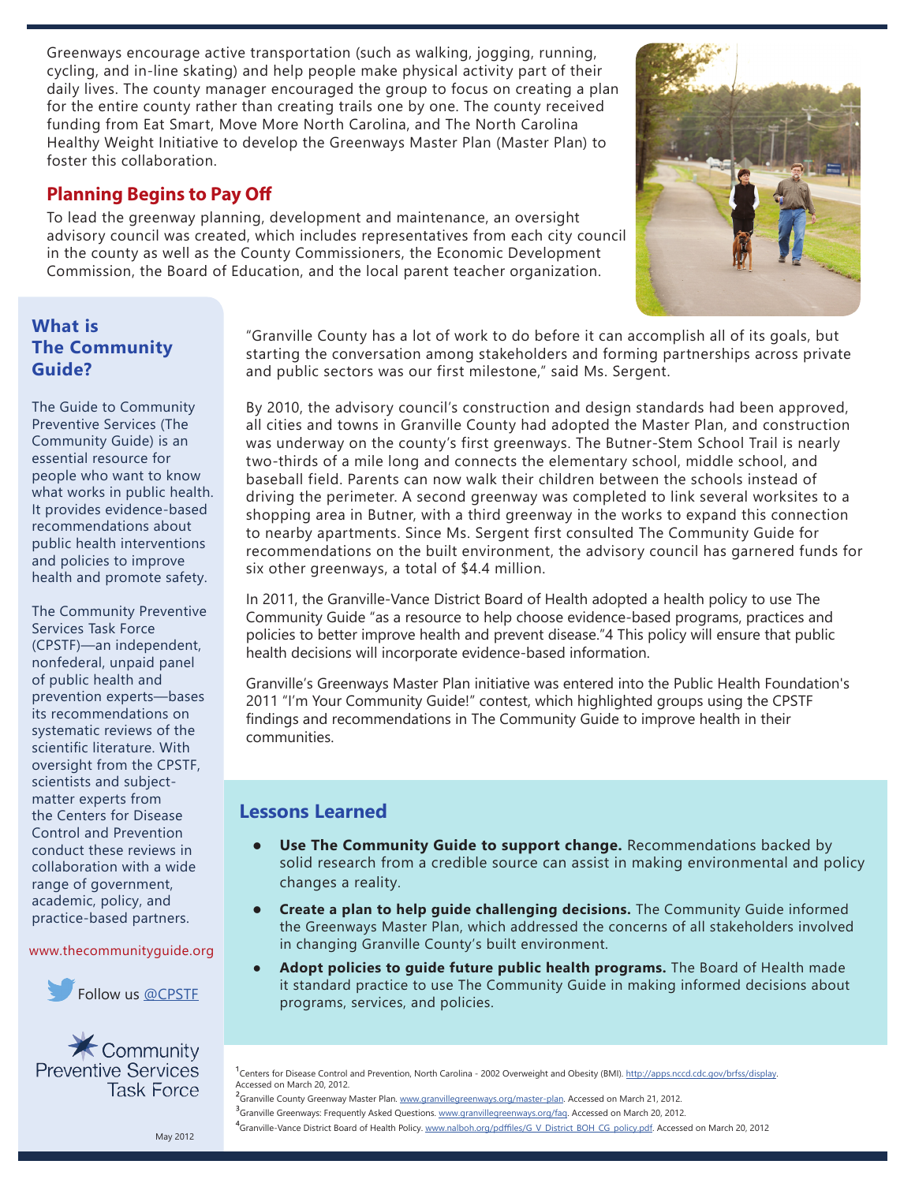Greenways encourage active transportation (such as walking, jogging, running, cycling, and in-line skating) and help people make physical activity part of their daily lives. The county manager encouraged the group to focus on creating a plan for the entire county rather than creating trails one by one. The county received funding from Eat Smart, Move More North Carolina, and The North Carolina Healthy Weight Initiative to develop the Greenways Master Plan (Master Plan) to foster this collaboration.

## Planning Begins to Pay Off

To lead the greenway planning, development and maintenance, an oversight advisory council was created, which includes representatives from each city council in the county as well as the County Commissioners, the Economic Development Commission, the Board of Education, and the local parent teacher organization.

"Granville County has a lot of work to do before it can accomplish all of its goals, but starting the conversation among stakeholders and forming partnerships across private and public sectors was our first milestone," said Ms. Sergent.

By 2010, the advisory council's construction and design standards had been approved, all cities and towns in Granville County had adopted the Master Plan, and construction was underway on the county's first greenways. The Butner-Stem School Trail is nearly two-thirds of a mile long and connects the elementary school, middle school, and baseball field. Parents can now walk their children between the schools instead of driving the perimeter. A second greenway was completed to link several worksites to a shopping area in Butner, with a third greenway in the works to expand this connection to nearby apartments. Since Ms. Sergent first consulted The Community Guide for recommendations on the built environment, the advisory council has garnered funds for six other greenways, a total of $4.4 million.

In 2011, the Granville-Vance District Board of Health adopted a health policy to use The Community Guide "as a resource to help choose evidence-based programs, practices and policies to better improve health and prevent disease."4 This policy will ensure that public health decisions will incorporate evidence-based information.

Granville's Greenways Master Plan initiative was entered into the Public Health Foundation's 2011 "I'm Your Community Guide!" contest, which highlighted groups using the CPSTF findings and recommendations in The Community Guide to improve health in their communities.

## Lessons Learned

- **Use The Community Guide to support change.** Recommendations backed by solid research from a credible source can assist in making environmental and policy changes a reality.
- **Create a plan to help guide challenging decisions.** The Community Guide informed the Greenways Master Plan, which addressed the concerns of all stakeholders involved in changing Granville County's built environment.
- **Adopt policies to guide future public health programs.** The Board of Health made it standard practice to use The Community Guide in making informed decisions about programs, services, and policies.

## What is The Community Guide?

The Guide to Community Preventive Services (The Community Guide) is an essential resource for people who want to know what works in public health. It provides evidence-based recommendations about public health interventions and policies to improve health and promote safety.

The Community Preventive Services Task Force (CPSTF)—an independent, nonfederal, unpaid panel of public health and prevention experts—bases its recommendations on systematic reviews of the scientific literature. With oversight from the CPSTF, scientists and subject-matter experts from the Centers for Disease Control and Prevention conduct these reviews in collaboration with a wide range of government, academic, policy, and practice-based partners.

www.thecommunityguide.org

Follow us @CPSTF

Community Preventive Services Task Force

[1] Centers for Disease Control and Prevention, North Carolina - 2002 Overweight and Obesity (BMI). http://apps.nccd.cdc.gov/brfss/display. Accessed on March 20, 2012.

[2] Granville County Greenway Master Plan. www.granvillegreenways.org/master-plan. Accessed on March 21, 2012.

[3] Granville Greenways: Frequently Asked Questions. www.granvillegreenways.org/faq. Accessed on March 20, 2012.

[4] Granville-Vance District Board of Health Policy. www.nalboh.org/pdffiles/G_V_District_BOH_CG_policy.pdf. Accessed on March 20, 2012

May 2012